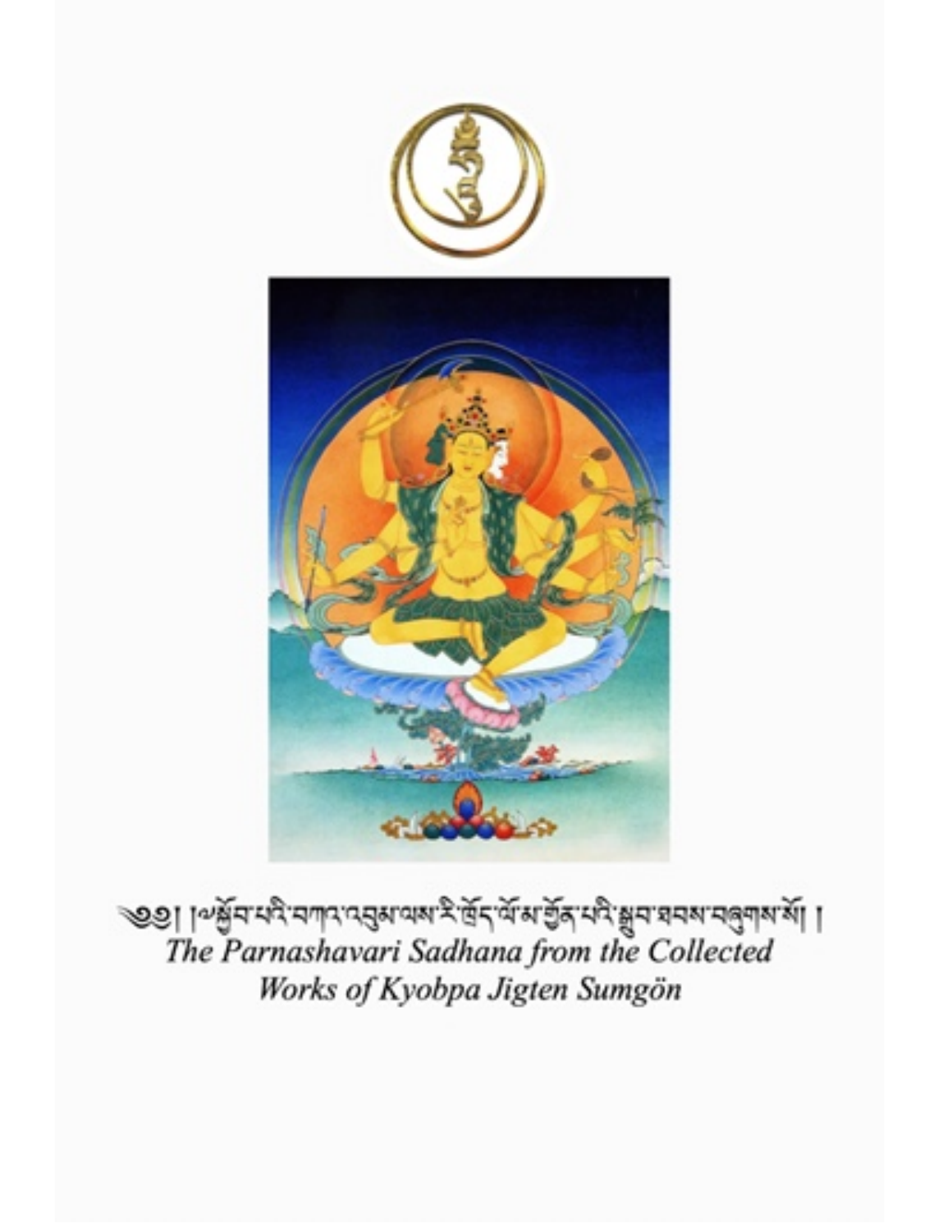༄༅། །སྐྱོབ་པའི་བཀའ་འབུམ་ལས་རི་ཁྲོད་ལོ་མ་གྱོན་པའི་སྒྲུབ་ཐབས་བཞུགས་སོ། །

*The Parnashavari Sadhana from the Collected Works of Kyobpa Jigten Sumgön*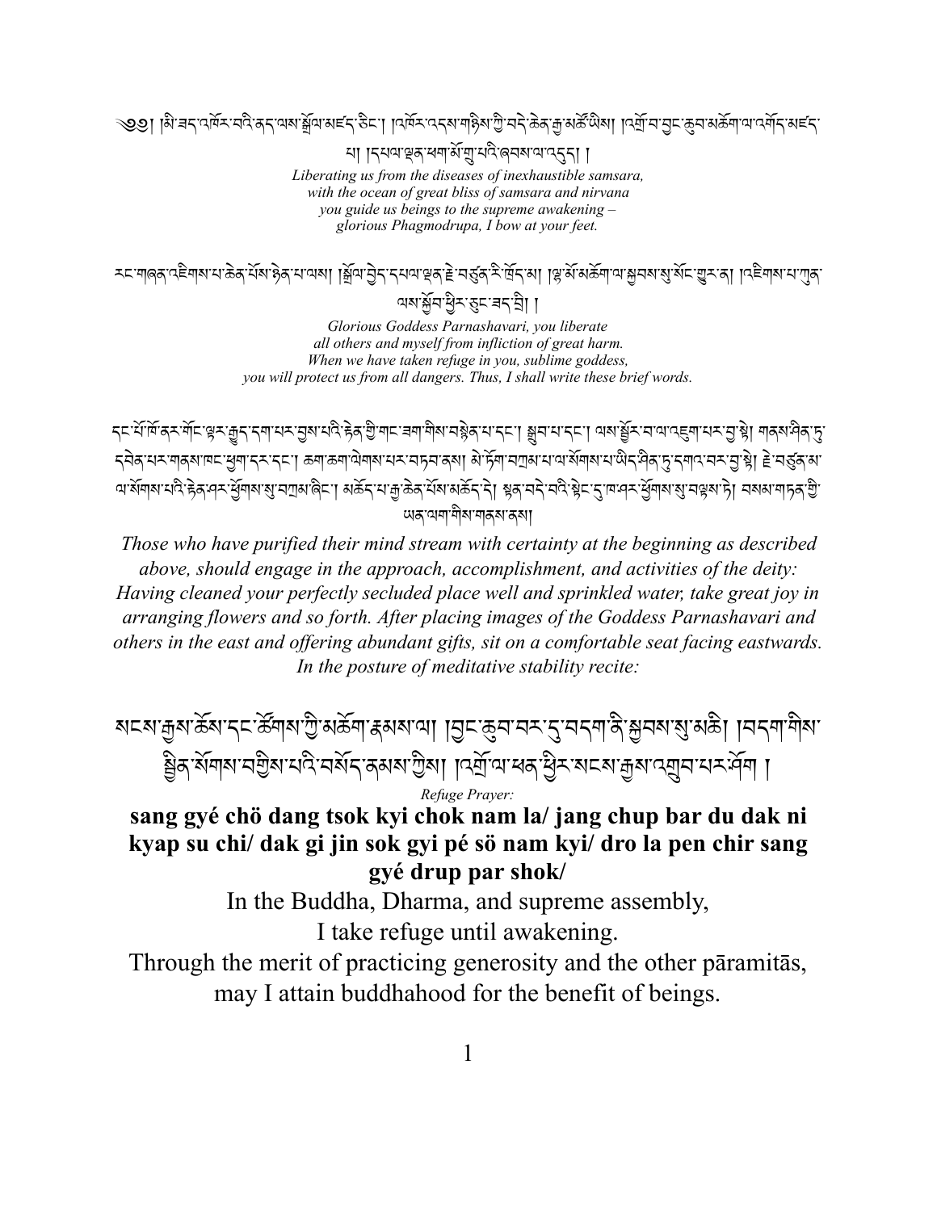༄༅། །མི་ཟད་འཁོར་བའི་ནད་ལས་སྒྲོལ་མཛད་ཅིང་། །འཁོར་འདས་གཉིས་ཀྱི་བདེ་ཆེན་རྒྱ་མཚོ་ཡིས། །འགྲོ་བ་བྱང་ཆུབ་མཆོག་ལ་འགོད་མཛད་པ། །དཔལ་ལྡན་ཕག་མོ་གྲུ་པའི་ཞབས་ལ་འདུད། །

*Liberating us from the diseases of inexhaustible samsara,*
*with the ocean of great bliss of samsara and nirvana*
*you guide us beings to the supreme awakening –*
*glorious Phagmodrupa, I bow at your feet.*

རང་གཞན་འཇིགས་པ་ཆེན་པོས་ཉེན་པ་ལས། །སྒྲོལ་བྱེད་དཔལ་ལྡན་རྗེ་བཙུན་རི་ཁྲོད་མ། །ལྷ་མོ་མཆོག་ལ་སྐྱབས་སུ་སོང་གྱུར་ན། །འཇིགས་པ་ཀུན་ལས་སྐྱོབ་ཕྱིར་ཅུང་ཟད་བྲི། །

*Glorious Goddess Parnashavari, you liberate*
*all others and myself from infliction of great harm.*
*When we have taken refuge in you, sublime goddess,*
*you will protect us from all dangers. Thus, I shall write these brief words.*

དང་པོ་གོ་ནས་གོང་ལྟར་རྒྱུད་དག་པར་བྱས་པའི་རྗེས་ཀྱི་གང་ཟག་གིས་བསྙེན་པ་དང་། སྒྲུབ་པ་དང་། ལས་སྦྱོར་བ་ལ་འཇུག་པར་བྱ་སྟེ། གནས་ཤིན་ཏུ་དབེན་པར་གནས་ཁང་ཕྱག་དར་དང་། ཆག་ཆག་ལེགས་པར་བཏབ་ནས། མེ་ཏོག་བཀྲམ་པ་ལ་སོགས་པ་ཡིད་ཤིན་ཏུ་དགའ་བར་བྱ་སྟེ། རྗེ་བཙུན་མ་ལ་སོགས་པའི་རྟེན་ཤར་ཕྱོགས་སུ་བཀྲམ་ཞིང་། མཆོད་པ་རྒྱ་ཆེན་པོས་མཆོད་དེ། སྟན་བདེ་བའི་སྟེང་དུ་ཁ་ཤར་ཕྱོགས་སུ་བལྟས་ཏེ། བསམ་གཏན་གྱི་ཡན་ལག་གིས་གནས་ནས།

*Those who have purified their mind stream with certainty at the beginning as described above, should engage in the approach, accomplishment, and activities of the deity: Having cleaned your perfectly secluded place well and sprinkled water, take great joy in arranging flowers and so forth. After placing images of the Goddess Parnashavari and others in the east and offering abundant gifts, sit on a comfortable seat facing eastwards. In the posture of meditative stability recite:*

སངས་རྒྱས་ཆོས་དང་ཚོགས་ཀྱི་མཆོག་རྣམས་ལ། །བྱང་ཆུབ་བར་དུ་བདག་ནི་སྐྱབས་སུ་མཆི། །བདག་གིས་སྦྱིན་སོགས་བགྱིས་པའི་བསོད་ནམས་ཀྱིས། །འགྲོ་ལ་ཕན་ཕྱིར་སངས་རྒྱས་འགྲུབ་པར་ཤོག །

*Refuge Prayer:*

**sang gyé chö dang tsok kyi chok nam la/ jang chup bar du dak ni kyap su chi/ dak gi jin sok gyi pé sö nam kyi/ dro la pen chir sang gyé drup par shok/**

In the Buddha, Dharma, and supreme assembly,
I take refuge until awakening.
Through the merit of practicing generosity and the other pāramitās,
may I attain buddhahood for the benefit of beings.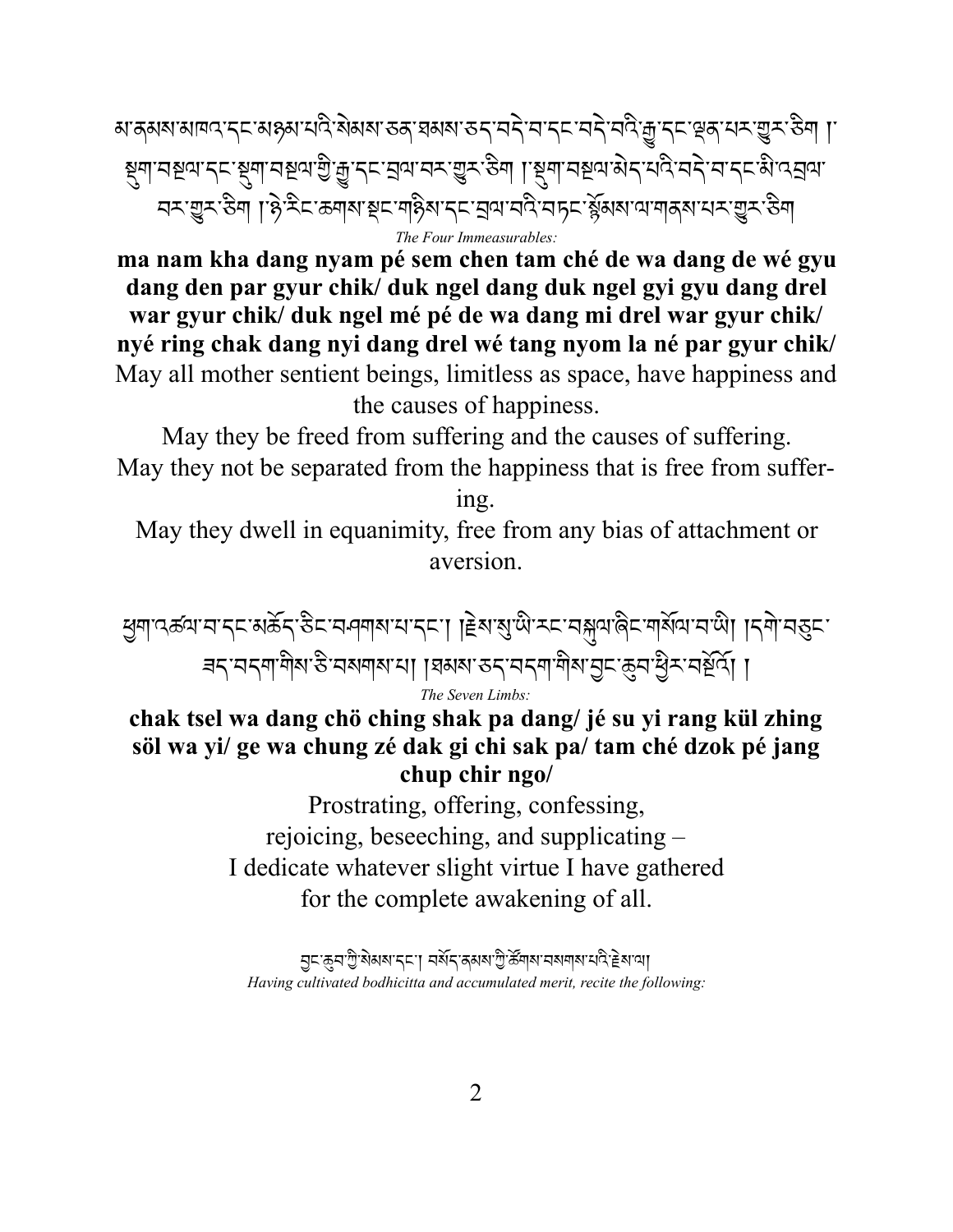མ་ནམས་མཁའ་དང་མཉམ་པའི་སེམས་ཅན་ཐམས་ཅད་བདེ་བ་དང་བདེ་བའི་རྒྱུ་དང་ལྡན་པར་གྱུར་ཅིག ། སྡུག་བསྔལ་དང་སྡུག་བསྔལ་གྱི་རྒྱུ་དང་བྲལ་བར་གྱུར་ཅིག ། སྡུག་བསྔལ་མེད་པའི་བདེ་བ་དང་མི་འབྲལ་བར་གྱུར་ཅིག ། ཉེ་རིང་ཆགས་སྡང་གཉིས་དང་བྲལ་བའི་བཏང་སྙོམས་ལ་གནས་པར་གྱུར་ཅིག

*The Four Immeasurables:*

**ma nam kha dang nyam pé sem chen tam ché de wa dang de wé gyu dang den par gyur chik/ duk ngel dang duk ngel gyi gyu dang drel war gyur chik/ duk ngel mé pé de wa dang mi drel war gyur chik/ nyé ring chak dang nyi dang drel wé tang nyom la né par gyur chik/**

May all mother sentient beings, limitless as space, have happiness and the causes of happiness.

May they be freed from suffering and the causes of suffering.

May they not be separated from the happiness that is free from suffering.

May they dwell in equanimity, free from any bias of attachment or aversion.

ཕྱག་འཚལ་བ་དང་མཆོད་ཅིང་བཤགས་པ་དང་། །རྗེས་སུ་ཡི་རང་བསྐུལ་ཞིང་གསོལ་བ་ཡི། །དགེ་བ་ཅུང་ཟད་བདག་གིས་ཅི་བསགས་པ། །ཐམས་ཅད་བདག་གིས་བྱང་ཆུབ་ཕྱིར་བསྔོའོ། །

*The Seven Limbs:*

**chak tsel wa dang chö ching shak pa dang/ jé su yi rang kül zhing söl wa yi/ ge wa chung zé dak gi chi sak pa/ tam ché dzok pé jang chup chir ngo/**

Prostrating, offering, confessing,
rejoicing, beseeching, and supplicating –
I dedicate whatever slight virtue I have gathered
for the complete awakening of all.

བྱང་ཆུབ་ཀྱི་སེམས་དང་། བསོད་ནམས་ཀྱི་ཚོགས་བསགས་པའི་རྗེས་ལ།

*Having cultivated bodhicitta and accumulated merit, recite the following:*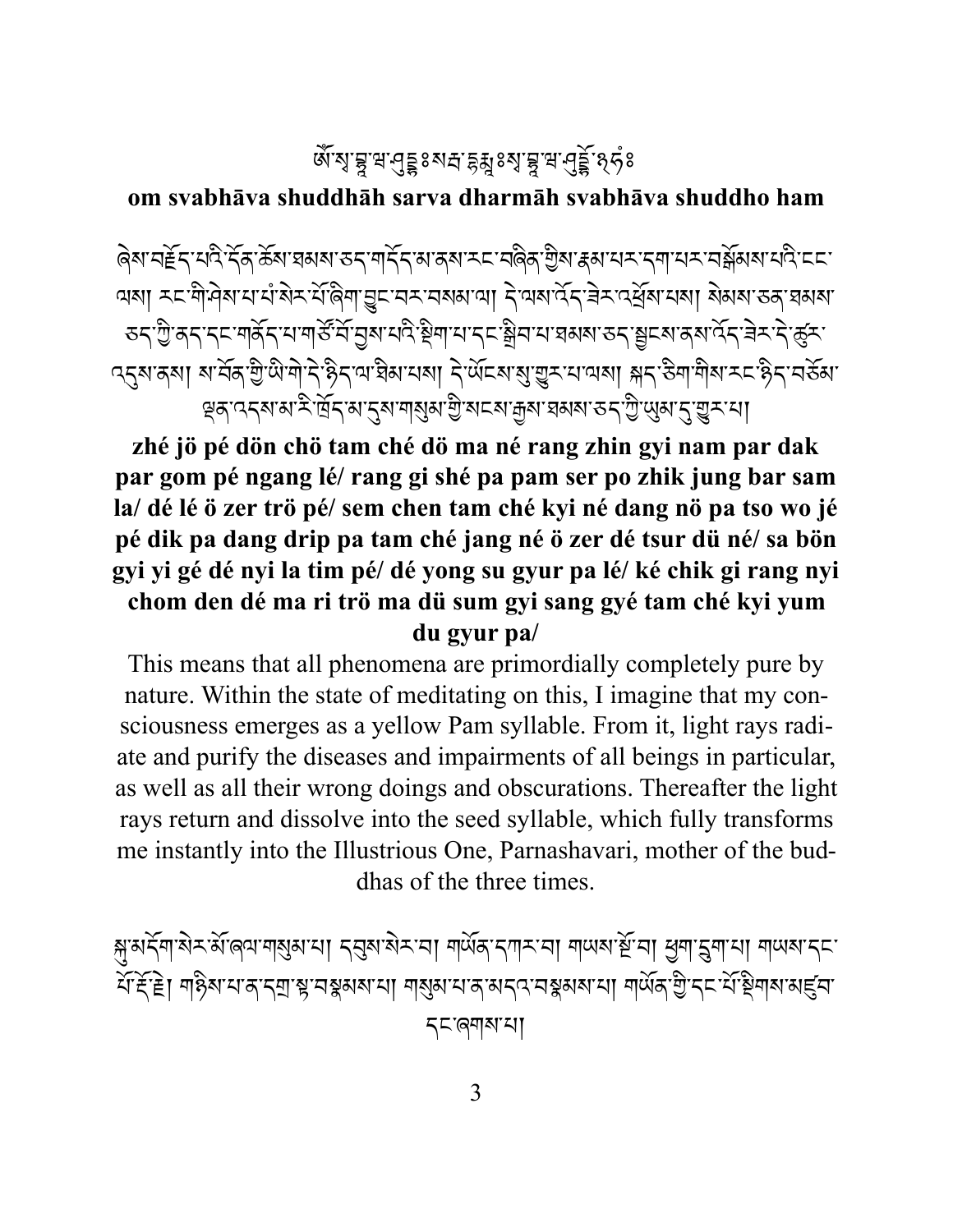ཨོཾ་སྭ་བྷཱ་ཝ་ཤུདྡྷཱཿསརྦ་དྷརྨཱཿསྭ་བྷཱ་ཝ་ཤུདྡྷོ྅ཧཾ༔

**om svabhāva shuddhāh sarva dharmāh svabhāva shuddho ham**

ཞེས་བརྗོད་པའི་དོན་ཆོས་ཐམས་ཅད་གདོད་མ་ནས་རང་བཞིན་གྱིས་རྣམ་པར་དག་པར་བསྒོམས་པའི་ངང་ལས། རང་གི་ཤེས་པ་པཾ་སེར་པོ་ཞིག་བྱུང་བར་བསམ་ལ། དེ་ལས་འོད་ཟེར་འཕྲོས་པས། སེམས་ཅན་ཐམས་ཅད་ཀྱི་ནད་དང་གནོད་པ་གཙོ་བོ་བྱས་པའི་སྡིག་པ་དང་སྒྲིབ་པ་ཐམས་ཅད་སྦྱངས་ནས་འོད་ཟེར་དེ་ཚུར་འདུས་ནས། ས་བོན་གྱི་ཡི་གེ་དེ་ཉིད་ལ་ཐིམ་པས། དེ་ཡོངས་སུ་གྱུར་པ་ལས། སྐད་ཅིག་གིས་རང་ཉིད་བཅོམ་ལྡན་འདས་མ་རི་ཁྲོད་མ་དུས་གསུམ་གྱི་སངས་རྒྱས་ཐམས་ཅད་ཀྱི་ཡུམ་དུ་གྱུར་པ།

**zhé jö pé dön chö tam ché dö ma né rang zhin gyi nam par dak par gom pé ngang lé/ rang gi shé pa pam ser po zhik jung bar sam la/ dé lé ö zer trö pé/ sem chen tam ché kyi né dang nö pa tso wo jé pé dik pa dang drip pa tam ché jang né ö zer dé tsur dü né/ sa bön gyi yi gé dé nyi la tim pé/ dé yong su gyur pa lé/ ké chik gi rang nyi chom den dé ma ri trö ma dü sum gyi sang gyé tam ché kyi yum du gyur pa/**

This means that all phenomena are primordially completely pure by nature. Within the state of meditating on this, I imagine that my consciousness emerges as a yellow Pam syllable. From it, light rays radiate and purify the diseases and impairments of all beings in particular, as well as all their wrong doings and obscurations. Thereafter the light rays return and dissolve into the seed syllable, which fully transforms me instantly into the Illustrious One, Parnashavari, mother of the buddhas of the three times.

སྐུ་མདོག་སེར་མོ་ཞལ་གསུམ་པ། དབུས་སེར་བ། གཡོན་དཀར་བ། གཡས་སྔོ་བ། ཕྱག་དྲུག་པ། གཡས་དང་པོ་རྡོ་རྗེ། གཉིས་པ་ན་དགྲ་སྟ་བསྣམས་པ། གསུམ་པ་ན་མདའ་བསྣམས་པ། གཡོན་གྱི་དང་པོ་སྡིགས་མཛུབ་དང་ཞགས་པ།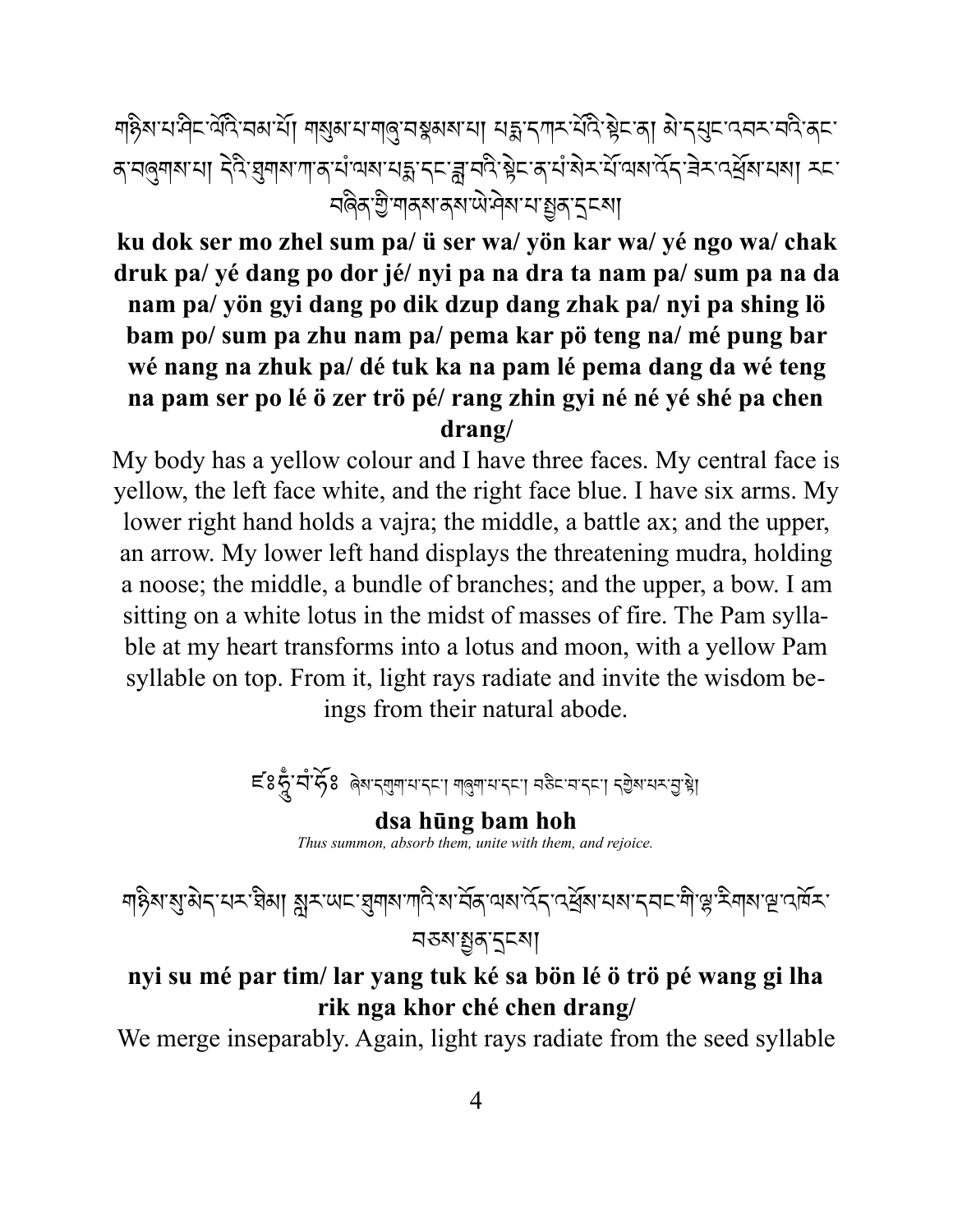གཉིས་པ་ཤིང་ལོའི་བམ་པོ། གསུམ་པ་གཞུ་བསྣམས་པ། པདྨ་དཀར་པོའི་སྟེང་ན། མེ་དཔུང་འབར་བའི་ནང་ན་བཞུགས་པ། དེའི་ཐུགས་ཀ་ན་པཾ་ལས་པདྨ་དང་ཟླ་བའི་སྟེང་ན་པཾ་སེར་པོ་ལས་འོད་ཟེར་འཕྲོས་པས། རང་བཞིན་གྱི་གནས་ནས་ཡེ་ཤེས་པ་སྤྱན་དྲངས།

**ku dok ser mo zhel sum pa/ ü ser wa/ yön kar wa/ yé ngo wa/ chak druk pa/ yé dang po dor jé/ nyi pa na dra ta nam pa/ sum pa na da nam pa/ yön gyi dang po dik dzup dang zhak pa/ nyi pa shing lö bam po/ sum pa zhu nam pa/ pema kar pö teng na/ mé pung bar wé nang na zhuk pa/ dé tuk ka na pam lé pema dang da wé teng na pam ser po lé ö zer trö pé/ rang zhin gyi né né yé shé pa chen drang/**

My body has a yellow colour and I have three faces. My central face is yellow, the left face white, and the right face blue. I have six arms. My lower right hand holds a vajra; the middle, a battle ax; and the upper, an arrow. My lower left hand displays the threatening mudra, holding a noose; the middle, a bundle of branches; and the upper, a bow. I am sitting on a white lotus in the midst of masses of fire. The Pam syllable at my heart transforms into a lotus and moon, with a yellow Pam syllable on top. From it, light rays radiate and invite the wisdom beings from their natural abode.

ཛཿཧཱུཾ་བཾ་ཧོཿ ཞེས་དགུག་པ་དང་། གཞུག་པ་དང་། བཅིང་བ་དང་། དགྱེས་པར་བྱ་སྟེ།

**dsa hūng bam hoh**

*Thus summon, absorb them, unite with them, and rejoice.*

གཉིས་སུ་མེད་པར་ཐིམ། སླར་ཡང་ཐུགས་ཀའི་ས་བོན་ལས་འོད་འཕྲོས་པས་དབང་གི་ལྷ་རིགས་ལྔ་འཁོར་བཅས་སྤྱན་དྲངས།

**nyi su mé par tim/ lar yang tuk ké sa bön lé ö trö pé wang gi lha rik nga khor ché chen drang/**

We merge inseparably. Again, light rays radiate from the seed syllable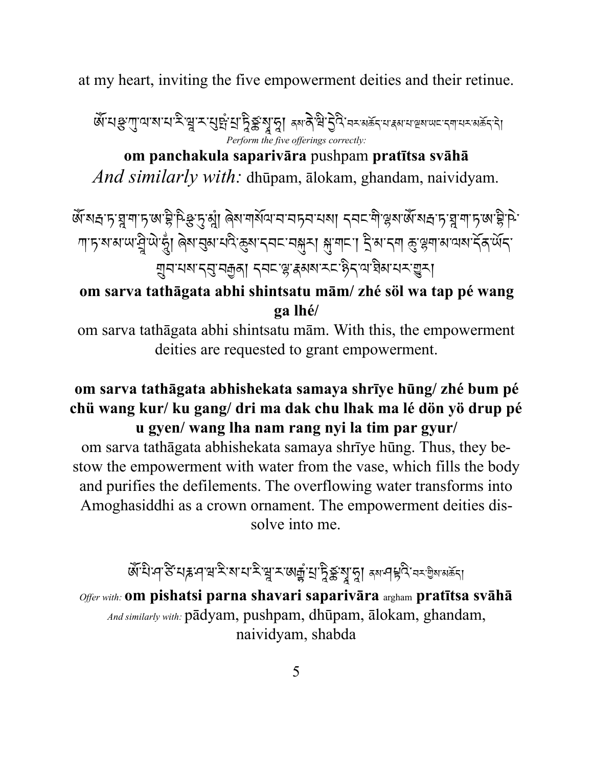at my heart, inviting the five empowerment deities and their retinue.

ཨོཾ་པཉྩ་ཀུ་ལ་ས་པ་རི་ཝཱ་ར་པུཥྤཾ་པྲ་ཏཱིཙྪ་སྭཱ་ཧཱ། ནས་ནཻ་ཝི་དྱེའི་བར་མཆོད་པ་རྣམ་པ་ལྔས་ཡང་དག་པར་མཆོད་དེ།

*Perform the five offerings correctly:*

**om panchakula saparivāra** pushpam **pratītsa svāhā**

*And similarly with:* dhūpam, ālokam, ghandam, naividyam.

ཨོཾ་སརྦ་ཏ་ཐཱ་ག་ཏ་ཨ་བྷི་ཥིཉྩ་ཏུ་མཱཾ། ཞེས་གསོལ་བ་བཏབ་པས། དབང་གི་ལྷས་ཨོཾ་སརྦ་ཏ་ཐཱ་ག་ཏ་ཨ་བྷི་ཥེ་ཀ་ཏ་ས་མ་ཡ་ཤྲཱི་ཡེ་ཧཱུྃ། ཞེས་བུམ་པའི་ཆུས་དབང་བསྐུར། སྐུ་གང་། དྲི་མ་དག ཆུ་ལྷག་མ་ལས་དོན་ཡོད་གྲུབ་པས་དབུ་བརྒྱན། དབང་ལྷ་རྣམས་རང་ཉིད་ལ་ཐིམ་པར་གྱུར།

**om sarva tathāgata abhi shintsatu mām/ zhé söl wa tap pé wang ga lhé/**

om sarva tathāgata abhi shintsatu mām. With this, the empowerment deities are requested to grant empowerment.

**om sarva tathāgata abhishekata samaya shrīye hūng/ zhé bum pé chü wang kur/ ku gang/ dri ma dak chu lhak ma lé dön yö drup pé u gyen/ wang lha nam rang nyi la tim par gyur/**

om sarva tathāgata abhishekata samaya shrīye hūng. Thus, they bestow the empowerment with water from the vase, which fills the body and purifies the defilements. The overflowing water transforms into Amoghasiddhi as a crown ornament. The empowerment deities dissolve into me.

ཨོཾ་པི་ཤཱ་ཙི་པརྞ་ཤ་བ་རི་ས་པ་རི་ཝཱ་ར་ཨརྒྷཾ་པྲ་ཏཱིཙྪ་སྭཱ་ཧཱ། ནས་ཤབྡའི་བར་གྱིས་མཆོད།

*Offer with:* **om pishatsi parna shavari saparivāra** argham **pratītsa svāhā**

*And similarly with:* pādyam, pushpam, dhūpam, ālokam, ghandam, naividyam, shabda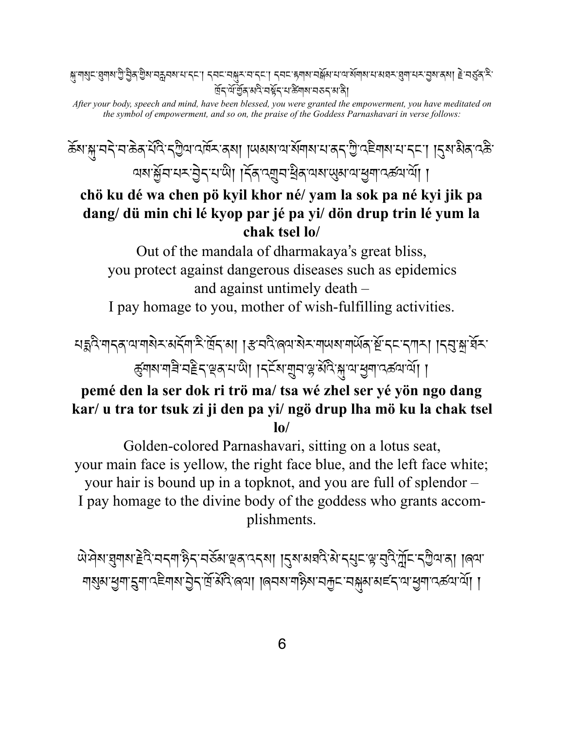སྐུ་གསུང་ཐུགས་ཀྱི་བྱིན་གྱིས་བརླབས་པ་དང་། དབང་བསྐུར་བ་དང་། དབང་རྟགས་བསྒོམ་པ་ལ་སོགས་པ་མཐར་ཕྱུག་པར་བྱས་ནས། རྗེ་བཙུན་རི་ཁྲོད་ལོ་གྱོན་མའི་བསྟོད་པ་ཚིགས་བཅད་མ་ནི།

*After your body, speech and mind, have been blessed, you were granted the empowerment, you have meditated on the symbol of empowerment, and so on, the praise of the Goddess Parnashavari in verse follows:*

ཆོས་སྐུ་བདེ་བ་ཆེན་པོའི་དཀྱིལ་འཁོར་ནས། །ཡམས་ལ་སོགས་པ་ནད་ཀྱི་འཇིགས་པ་དང་། །དུས་མིན་འཆི་ལས་སྐྱོབ་པར་བྱེད་པ་ཡི། །དོན་འགྲུབ་ཕྲིན་ལས་ཡུམ་ལ་ཕྱག་འཚལ་ལོ། །

**chö ku dé wa chen pö kyil khor né/ yam la sok pa né kyi jik pa dang/ dü min chi lé kyop par jé pa yi/ dön drup trin lé yum la chak tsel lo/**

Out of the mandala of dharmakaya's great bliss,
you protect against dangerous diseases such as epidemics
and against untimely death –
I pay homage to you, mother of wish-fulfilling activities.

པདྨའི་གདན་ལ་གསེར་མདོག་རི་ཁྲོད་མ། །རྩ་བའི་ཞལ་སེར་གཡས་གཡོན་སྔོ་དང་དཀར། །དབུ་སྐྲ་ཐོར་ཚུགས་གཟི་བརྗིད་ལྡན་པ་ཡི། །དངོས་གྲུབ་ལྷ་མོའི་སྐུ་ལ་ཕྱག་འཚལ་ལོ། །

**pemé den la ser dok ri trö ma/ tsa wé zhel ser yé yön ngo dang kar/ u tra tor tsuk zi ji den pa yi/ ngö drup lha mö ku la chak tsel lo/**

Golden-colored Parnashavari, sitting on a lotus seat,
your main face is yellow, the right face blue, and the left face white;
your hair is bound up in a topknot, and you are full of splendor –
I pay homage to the divine body of the goddess who grants accomplishments.

ཡེ་ཤེས་ཐུགས་རྗེའི་བདག་ཉིད་བཅོམ་ལྡན་འདས། །དུས་མཐའི་མེ་དཔུང་ལྟ་བུའི་ཀློང་དཀྱིལ་ན། །ཞལ་གསུམ་ཕྱག་དྲུག་འཇིགས་བྱེད་ཁྲོ་མོའི་ཞལ། །ཞབས་གཉིས་བརྐྱང་བསྐུམ་མཛད་ལ་ཕྱག་འཚལ་ལོ། །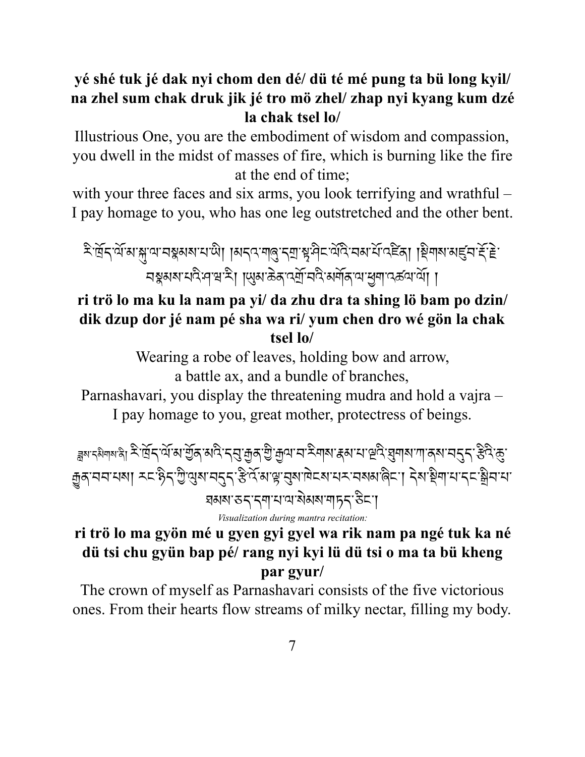**yé shé tuk jé dak nyi chom den dé/ dü té mé pung ta bü long kyil/ na zhel sum chak druk jik jé tro mö zhel/ zhap nyi kyang kum dzé la chak tsel lo/**

Illustrious One, you are the embodiment of wisdom and compassion, you dwell in the midst of masses of fire, which is burning like the fire at the end of time;

with your three faces and six arms, you look terrifying and wrathful – I pay homage to you, who has one leg outstretched and the other bent.

རི་ཁྲོད་ལོ་མ་སྐུ་ལ་བསྣམས་པ་ཡི། །མདའ་གཞུ་དགྲ་སྟ་ཤིང་ལོའི་བམ་པོ་འཛིན། །སྡིགས་མཛུབ་རྡོ་རྗེ་བསྣམས་པའི་ཤ་བ་རི། །ཡུམ་ཆེན་འགྲོ་བའི་མགོན་ལ་ཕྱག་འཚལ་ལོ། །

**ri trö lo ma ku la nam pa yi/ da zhu dra ta shing lö bam po dzin/ dik dzup dor jé nam pé sha wa ri/ yum chen dro wé gön la chak tsel lo/**

Wearing a robe of leaves, holding bow and arrow,
a battle ax, and a bundle of branches,
Parnashavari, you display the threatening mudra and hold a vajra –
I pay homage to you, great mother, protectress of beings.

བཟླས་དམིགས་ནི། རི་ཁྲོད་ལོ་མ་གྱོན་མའི་དབུ་རྒྱན་གྱི་རྒྱལ་བ་རིགས་རྣམ་པ་ལྔའི་ཐུགས་ཀ་ནས་བདུད་རྩིའི་ཆུ་རྒྱུན་བབ་པས། རང་ཉིད་ཀྱི་ལུས་བདུད་རྩི་འོ་མ་ལྟ་བུས་ཁེངས་པར་བསམ་ཞིང་། དེས་སྡིག་པ་དང་སྒྲིབ་པ་ཐམས་ཅད་དག་པ་ལ་སེམས་གཏད་ཅིང་།

*Visualization during mantra recitation:*

**ri trö lo ma gyön mé u gyen gyi gyel wa rik nam pa ngé tuk ka né dü tsi chu gyün bap pé/ rang nyi kyi lü dü tsi o ma ta bü kheng par gyur/**

The crown of myself as Parnashavari consists of the five victorious ones. From their hearts flow streams of milky nectar, filling my body.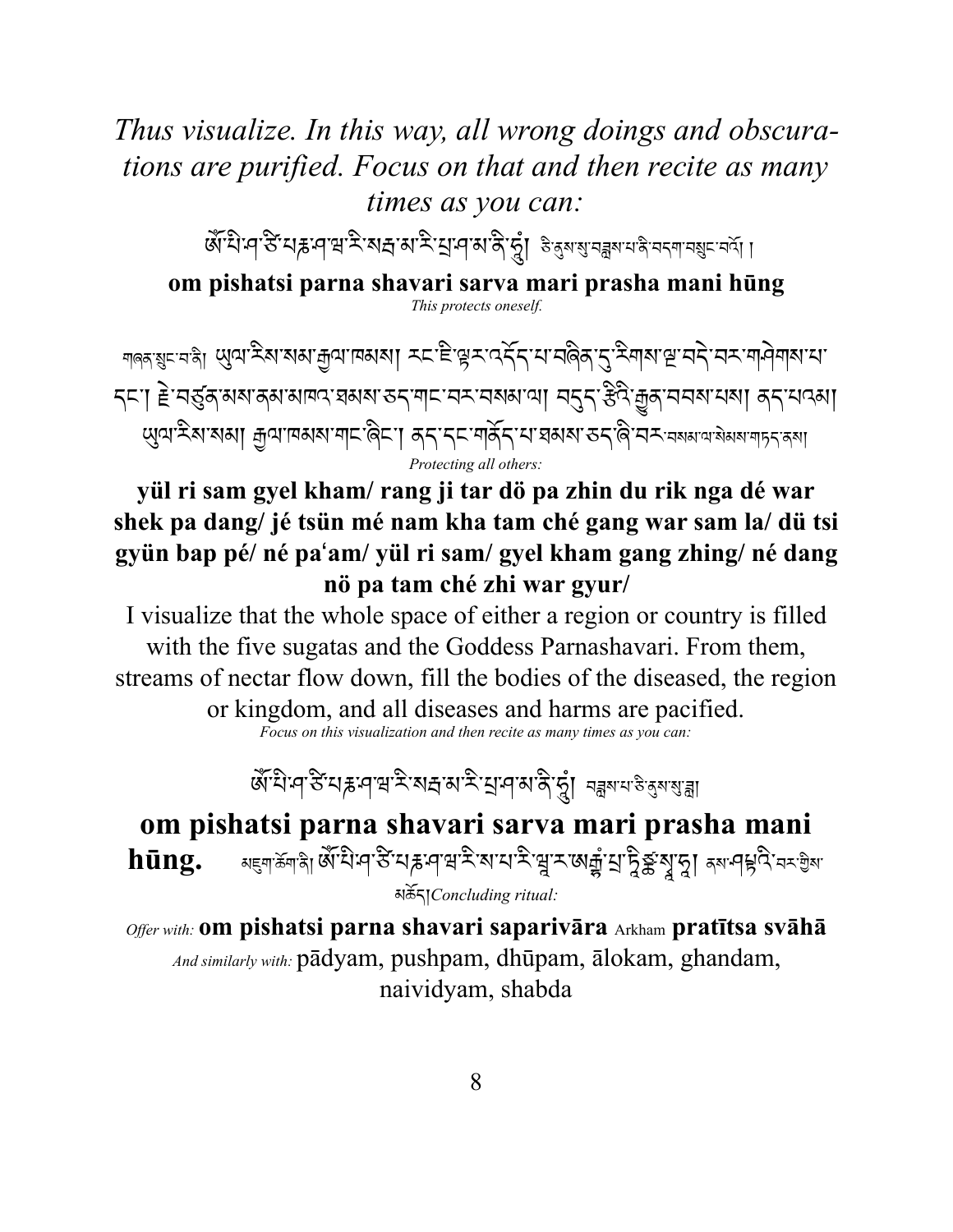*Thus visualize. In this way, all wrong doings and obscurations are purified. Focus on that and then recite as many times as you can:*

ཨོཾ་པི་ཤ་ཙི་པརྞ་ཤ་ཝ་རི་སརྦ་མ་རི་པྲ་ཤ་མ་ཎི་ཧཱུྃ། ཅི་ནུས་སུ་བཟླས་པ་ནི་བདག་བསྲུང་བའོ། །

**om pishatsi parna shavari sarva mari prasha mani hūng**

*This protects oneself.*

གཞན་སྲུང་བ་ནི། ཡུལ་རིས་སམ་རྒྱལ་ཁམས། རང་ཇི་ལྟར་འདོད་པ་བཞིན་དུ་རིགས་ལྔ་བདེ་བར་གཤེགས་པ་དང་། རྗེ་བཙུན་མས་ནམ་མཁའ་ཐམས་ཅད་གང་བར་བསམ་ལ། བདུད་རྩིའི་རྒྱུན་བབས་པས། ནད་པའམ། ཡུལ་རིས་སམ། རྒྱལ་ཁམས་གང་ཞིང་། ནད་དང་གནོད་པ་ཐམས་ཅད་ཞི་བར་བསམས་ལ་སེམས་གཏད་ནས།

*Protecting all others:*

**yül ri sam gyel kham/ rang ji tar dö pa zhin du rik nga dé war shek pa dang/ jé tsün mé nam kha tam ché gang war sam la/ dü tsi gyün bap pé/ né pa'am/ yül ri sam/ gyel kham gang zhing/ né dang nö pa tam ché zhi war gyur/**

I visualize that the whole space of either a region or country is filled with the five sugatas and the Goddess Parnashavari. From them, streams of nectar flow down, fill the bodies of the diseased, the region or kingdom, and all diseases and harms are pacified.

*Focus on this visualization and then recite as many times as you can:*

ཨོཾ་པི་ཤ་ཙི་པརྞ་ཤ་ཝ་རི་སརྦ་མ་རི་པྲ་ཤ་མ་ཎི་ཧཱུྃ། བཟླས་པ་ཅི་ནུས་སུ་བཟླ།

**om pishatsi parna shavari sarva mari prasha mani hūng.**

མཇུག་ཆོག་ནི། ཨོཾ་པི་ཤ་ཙི་པརྞ་ཤ་ཝ་རི་ས་པ་རི་ཝཱ་ར་ཨརྒྷཾ་པྲ་ཏཱིཙྪ་སྭཱ་ཧཱ། ནས་ཤབྡའི་བར་གྱིས་མཆོད། *Concluding ritual:*

*Offer with:* **om pishatsi parna shavari saparivāra** Arkham **pratītsa svāhā**

*And similarly with:* pādyam, pushpam, dhūpam, ālokam, ghandam, naividyam, shabda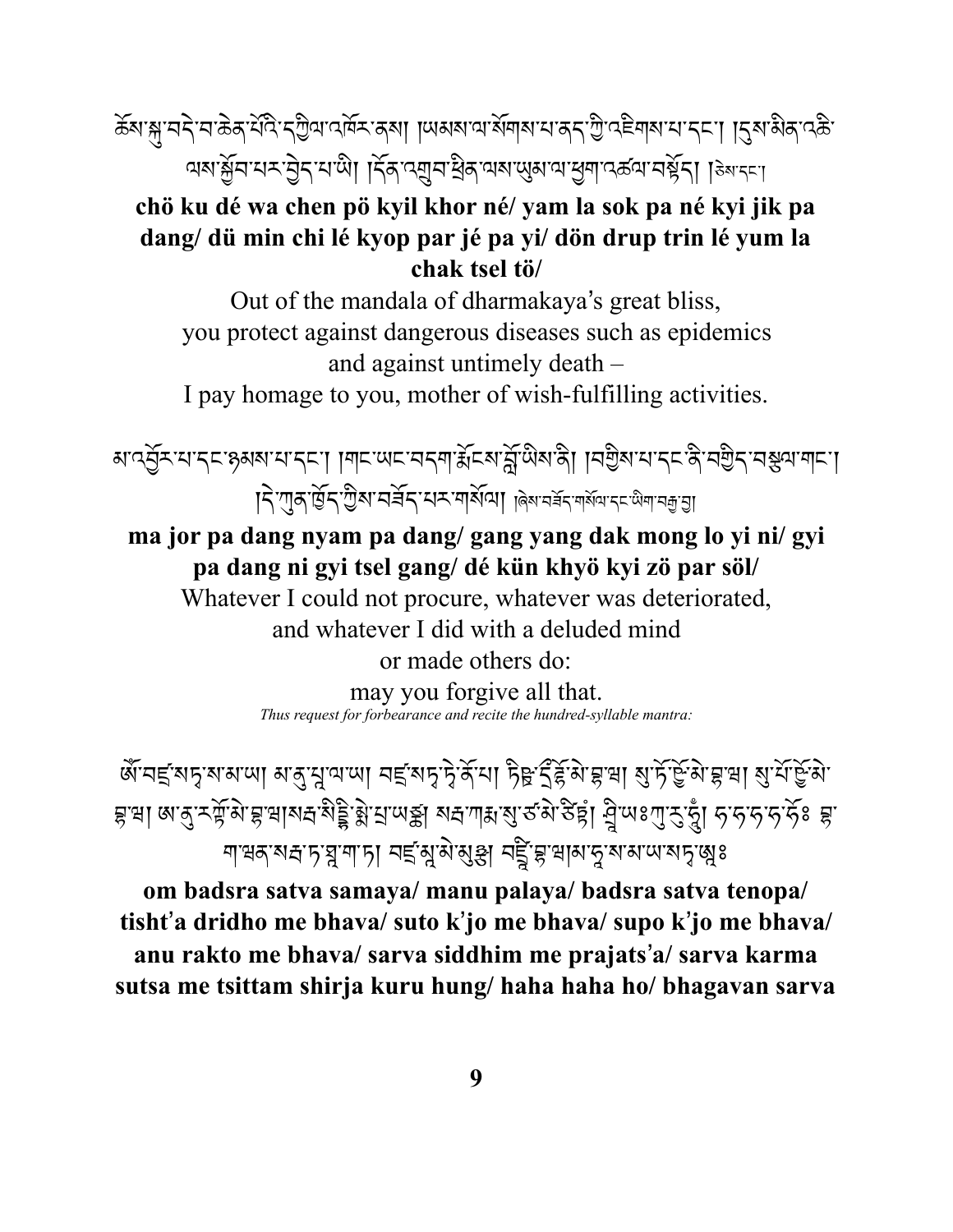ཆོས་སྐུ་བདེ་བ་ཆེན་པོའི་དཀྱིལ་འཁོར་ནས། །ཡམས་ལ་སོགས་པ་ནད་ཀྱི་འཇིགས་པ་དང་། །དུས་མིན་འཆི་ལས་སྐྱོབ་པར་བྱེད་པ་ཡི། །དོན་འགྲུབ་ཕྲིན་ལས་ཡུམ་ལ་ཕྱག་འཚལ་བསྟོད། །ཅེས་དང་།

**chö ku dé wa chen pö kyil khor né/ yam la sok pa né kyi jik pa dang/ dü min chi lé kyop par jé pa yi/ dön drup trin lé yum la chak tsel tö/**

Out of the mandala of dharmakaya's great bliss,
you protect against dangerous diseases such as epidemics
and against untimely death –
I pay homage to you, mother of wish-fulfilling activities.

མ་འབྱོར་པ་དང་ཉམས་པ་དང་། །གང་ཡང་བདག་རྨོངས་བློ་ཡིས་ནི། །བགྱིས་པ་དང་ནི་བགྱིད་བསྒྱལ་གང་། །དེ་ཀུན་ཁྱོད་ཀྱིས་བཟོད་པར་གསོལ། །ཞེས་བཟོད་གསོལ་དང་ཡིག་བརྒྱ་བྱ།

**ma jor pa dang nyam pa dang/ gang yang dak mong lo yi ni/ gyi pa dang ni gyi tsel gang/ dé kün khyö kyi zö par söl/**

Whatever I could not procure, whatever was deteriorated,
and whatever I did with a deluded mind
or made others do:
may you forgive all that.

*Thus request for forbearance and recite the hundred-syllable mantra:*

ཨོཾ་བཛྲ་སཏྭ་ས་མ་ཡ། མ་ནུ་པཱ་ལ་ཡ། བཛྲ་སཏྭ་ཏྭེ་ནོ་པ། ཏིཥྛ་དྲྀ་ཌྷོ་མེ་བྷ་ཝ། སུ་ཏོ་ཥྱོ་མེ་བྷ་ཝ། སུ་པོ་ཥྱོ་མེ་བྷ་ཝ། ཨ་ནུ་རཀྟོ་མེ་བྷ་ཝ། སརྦ་སིདྡྷིཾ་མེ་པྲ་ཡཙྪ། སརྦ་ཀརྨ་སུ་ཙ་མེ་ཙིཏྟཾ་ཤྲཱི་ཡཿ་ཀུ་རུ་ཧཱུྃ། ཧ་ཧ་ཧ་ཧ་ཧོཿ བྷ་ག་ཝན་སརྦ་ཏ་ཐཱ་ག་ཏ། བཛྲ་མཱ་མེ་མུ་ཉྩ། བཛྲཱི་བྷ་ཝ་མ་ཧཱ་ས་མ་ཡ་སཏྭ་ཨཱཿ

**om badsra satva samaya/ manu palaya/ badsra satva tenopa/ tisht'a dridho me bhava/ suto k'jo me bhava/ supo k'jo me bhava/ anu rakto me bhava/ sarva siddhim me prajats'a/ sarva karma sutsa me tsittam shirja kuru hung/ haha haha ho/ bhagavan sarva**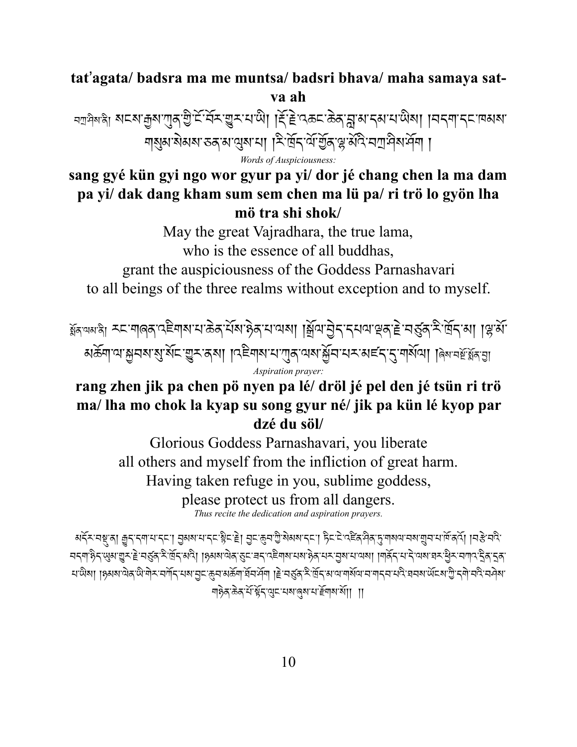**tat'agata/ badsra ma me muntsa/ badsri bhava/ maha samaya satva ah**

བཀྲ་ཤིས་ནི། སངས་རྒྱས་ཀུན་གྱི་ངོ་བོར་གྱུར་པ་ཡི། །རྡོ་རྗེ་འཆང་ཆེན་བླ་མ་དམ་པ་ཡིས། །བདག་དང་ཁམས་གསུམ་སེམས་ཅན་མ་ལུས་པ། །རི་ཁྲོད་ལོ་གྱོན་ལྷ་མོའི་བཀྲ་ཤིས་ཤོག །

*Words of Auspiciousness:*

**sang gyé kün gyi ngo wor gyur pa yi/ dor jé chang chen la ma dam pa yi/ dak dang kham sum sem chen ma lü pa/ ri trö lo gyön lha mö tra shi shok/**

May the great Vajradhara, the true lama,
who is the essence of all buddhas,
grant the auspiciousness of the Goddess Parnashavari
to all beings of the three realms without exception and to myself.

སྨོན་ལམ་ནི། རང་གཞན་འཇིགས་པ་ཆེན་པོས་ཉེན་པ་ལས། །སྒྲོལ་བྱེད་དཔལ་ལྡན་རྗེ་བཙུན་རི་ཁྲོད་མ། །ལྷ་མོ་མཆོག་ལ་སྐྱབས་སུ་སོང་གྱུར་ནས། །འཇིགས་པ་ཀུན་ལས་སྐྱོབ་པར་མཛད་དུ་གསོལ། །ཞེས་བསྔོ་སྨོན་བྱ།

*Aspiration prayer:*

**rang zhen jik pa chen pö nyen pa lé/ dröl jé pel den jé tsün ri trö ma/ lha mo chok la kyap su song gyur né/ jik pa kün lé kyop par dzé du söl/**

Glorious Goddess Parnashavari, you liberate
all others and myself from the infliction of great harm.
Having taken refuge in you, sublime goddess,
please protect us from all dangers.

*Thus recite the dedication and aspiration prayers.*

མདོར་བསྡུ་ན། རྒྱུད་དག་པ་དང་། བྱམས་པ་དང་སྙིང་རྗེ། བྱང་ཆུབ་ཀྱི་སེམས་དང་། ཏིང་ངེ་འཛིན་ཤིན་ཏུ་གསལ་བས་གྲུབ་པ་གལ་ཆེའོ། །བཙེ་བའི་བདག་ཉིད་ཡུམ་གྱུར་རྗེ་བཙུན་རི་ཁྲོད་མའི། །ཉམས་ལེན་ཅུང་ཟད་འཇིགས་པས་ཉེན་པར་བྱས་པ་ལས། །གནོད་པ་དེ་ལས་ཐར་ཕྱིར་བཀའ་དྲིན་དྲན་པ་ཡིས། །ཉམས་ལེན་ཡི་གེར་བཀོད་པས་བྱང་ཆུབ་མཆོག་ཐོབ་ཤོག །རྗེ་བཙུན་རི་ཁྲོད་མ་ལ་གསོལ་བ་གདབ་པའི་ཐབས་ཡོངས་ཀྱི་དགེ་བའི་བཤེས་གཉེན་ཆེན་པོ་སྟོད་ལུང་པས་ཞུས་པ་རྫོགས་སོ།། །།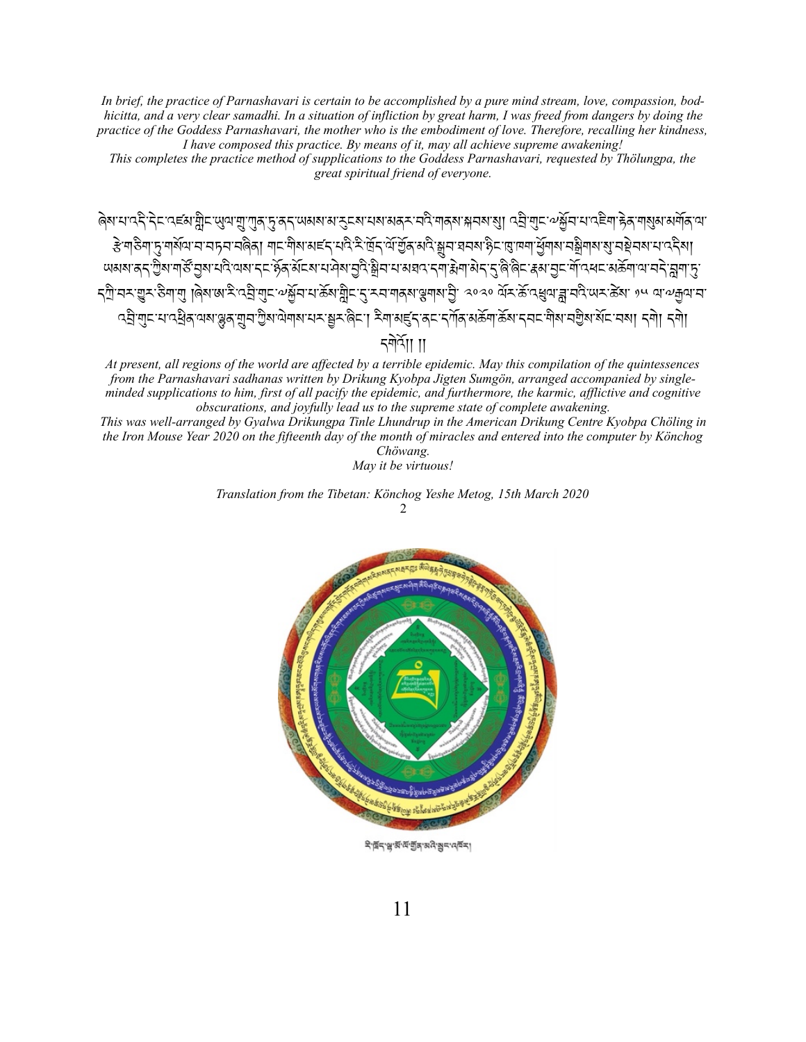*In brief, the practice of Parnashavari is certain to be accomplished by a pure mind stream, love, compassion, bodhicitta, and a very clear samadhi. In a situation of infliction by great harm, I was freed from dangers by doing the practice of the Goddess Parnashavari, the mother who is the embodiment of love. Therefore, recalling her kindness, I have composed this practice. By means of it, may all achieve supreme awakening!*

*This completes the practice method of supplications to the Goddess Parnashavari, requested by Thölungpa, the great spiritual friend of everyone.*

ཞེས་པ་འདི་དེང་འཛམ་གླིང་ཡུལ་གྲུ་ཀུན་དུ་ནད་ཡམས་མ་རུངས་པས་མནར་བའི་གནས་སྐབས་སུ། འབྲི་གུང་སྐྱོབ་པ་འཇིག་རྟེན་གསུམ་མགོན་ལ་རྩེ་གཅིག་ཏུ་གསོལ་བ་བཏབ་བཞིན། གང་གིས་མཛད་པའི་རི་ཁྲོད་ལོ་མ་གྱོན་མའི་སྒྲུབ་ཐབས་ཉིང་ཁུ་ཁག་ཕྱོགས་བསྒྲིགས་སུ་བསྡེབས་པ་འདིས། ཡམས་ནད་ཀྱིས་གཙོ་བྱས་པའི་ལས་དང་ཉོན་མོངས་པ་ཤེས་བྱའི་སྒྲིབ་པ་མཐའ་དག་མྱུར་དུ་ཞི་ཞིང་རྣམ་བྱང་གོ་འཕང་མཆོག་ལ་བདེ་བླག་ཏུ་དགེ་བར་གྱུར་ཅིག་གུ །ཞེས་ཨ་རི་འབྲི་གུང་སྐྱོབ་པ་ཆོས་གླིང་དུ་རབ་གནས་ལྕགས་བྱི་ ༢༠༢༠ ལོར་ཆོ་འཕྲུལ་ཟླ་བའི་ཡར་ཚེས་ ༡༥ ལ་རྒྱལ་བ་འབྲི་གུང་པ་འཕྲིན་ལས་ལྷུན་གྲུབ་ཀྱིས་ལེགས་པར་སྤྲུར་ཞིང་། རིག་མཛོད་ནང་དཀོན་མཆོག་ཆོས་དབང་གིས་བཀྱིས་སོང་བས། དགེ། དགེ། དགེའོ།། ༎

*At present, all regions of the world are affected by a terrible epidemic. May this compilation of the quintessences from the Parnashavari sadhanas written by Drikung Kyobpa Jigten Sumgön, arranged accompanied by single-minded supplications to him, first of all pacify the epidemic, and furthermore, the karmic, afflictive and cognitive obscurations, and joyfully lead us to the supreme state of complete awakening.*

*This was well-arranged by Gyalwa Drikungpa Tinle Lhundrup in the American Drikung Centre Kyobpa Chöling in the Iron Mouse Year 2020 on the fifteenth day of the month of miracles and entered into the computer by Könchog Chöwang.*

*May it be virtuous!*

*Translation from the Tibetan: Könchog Yeshe Metog, 15th March 2020*

2

རི་ཁྲོད་ལྷ་མོ་ལོ་གྱོན་མའི་སྲུང་འཁོར།